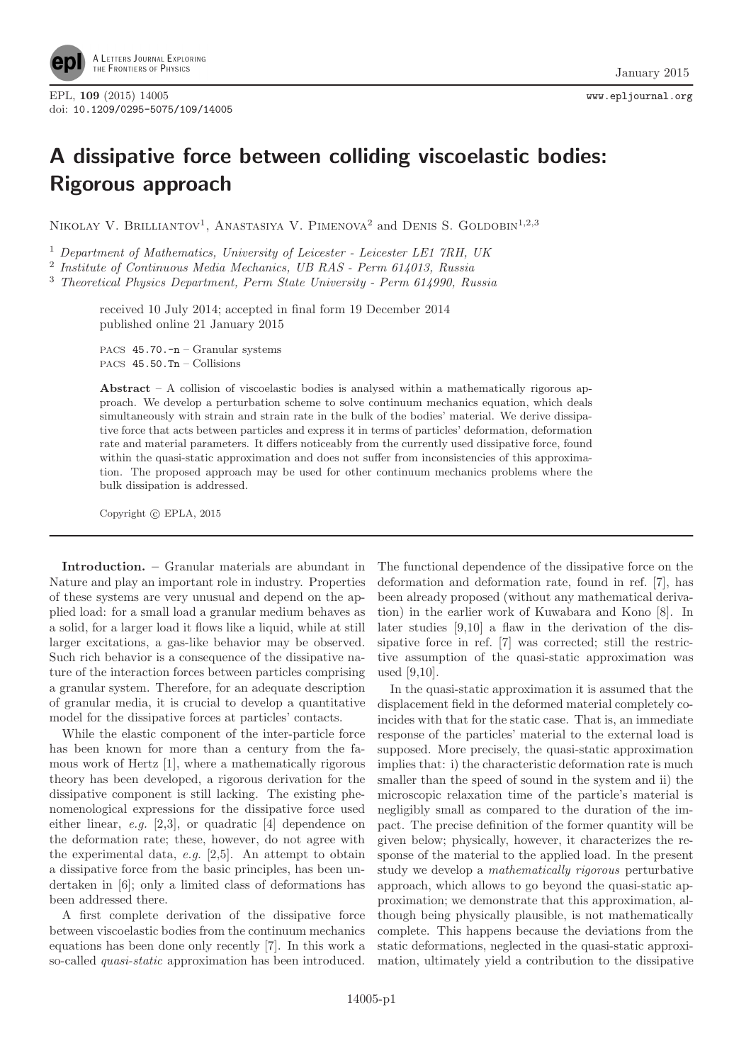# A dissipative force between colliding viscoelastic bodies: Rigorous approach

Nikolay V. Brilliantov[1], Anastasiya V. Pimenova[2] and Denis S. Goldobin[1,2,3]

[1] *Department of Mathematics, University of Leicester - Leicester LE1 7RH, UK*
[2] *Institute of Continuous Media Mechanics, UB RAS - Perm 614013, Russia*
[3] *Theoretical Physics Department, Perm State University - Perm 614990, Russia*

received 10 July 2014; accepted in final form 19 December 2014
published online 21 January 2015

PACS 45.70.-n – Granular systems
PACS 45.50.Tn – Collisions

**Abstract** – A collision of viscoelastic bodies is analysed within a mathematically rigorous approach. We develop a perturbation scheme to solve continuum mechanics equation, which deals simultaneously with strain and strain rate in the bulk of the bodies' material. We derive dissipative force that acts between particles and express it in terms of particles' deformation, deformation rate and material parameters. It differs noticeably from the currently used dissipative force, found within the quasi-static approximation and does not suffer from inconsistencies of this approximation. The proposed approach may be used for other continuum mechanics problems where the bulk dissipation is addressed.

Copyright © EPLA, 2015

**Introduction.** – Granular materials are abundant in Nature and play an important role in industry. Properties of these systems are very unusual and depend on the applied load: for a small load a granular medium behaves as a solid, for a larger load it flows like a liquid, while at still larger excitations, a gas-like behavior may be observed. Such rich behavior is a consequence of the dissipative nature of the interaction forces between particles comprising a granular system. Therefore, for an adequate description of granular media, it is crucial to develop a quantitative model for the dissipative forces at particles' contacts.

While the elastic component of the inter-particle force has been known for more than a century from the famous work of Hertz [1], where a mathematically rigorous theory has been developed, a rigorous derivation for the dissipative component is still lacking. The existing phenomenological expressions for the dissipative force used either linear, *e.g.* [2,3], or quadratic [4] dependence on the deformation rate; these, however, do not agree with the experimental data, *e.g.* [2,5]. An attempt to obtain a dissipative force from the basic principles, has been undertaken in [6]; only a limited class of deformations has been addressed there.

A first complete derivation of the dissipative force between viscoelastic bodies from the continuum mechanics equations has been done only recently [7]. In this work a so-called *quasi-static* approximation has been introduced. The functional dependence of the dissipative force on the deformation and deformation rate, found in ref. [7], has been already proposed (without any mathematical derivation) in the earlier work of Kuwabara and Kono [8]. In later studies [9,10] a flaw in the derivation of the dissipative force in ref. [7] was corrected; still the restrictive assumption of the quasi-static approximation was used [9,10].

In the quasi-static approximation it is assumed that the displacement field in the deformed material completely coincides with that for the static case. That is, an immediate response of the particles' material to the external load is supposed. More precisely, the quasi-static approximation implies that: i) the characteristic deformation rate is much smaller than the speed of sound in the system and ii) the microscopic relaxation time of the particle's material is negligibly small as compared to the duration of the impact. The precise definition of the former quantity will be given below; physically, however, it characterizes the response of the material to the applied load. In the present study we develop a *mathematically rigorous* perturbative approach, which allows to go beyond the quasi-static approximation; we demonstrate that this approximation, although being physically plausible, is not mathematically complete. This happens because the deviations from the static deformations, neglected in the quasi-static approximation, ultimately yield a contribution to the dissipative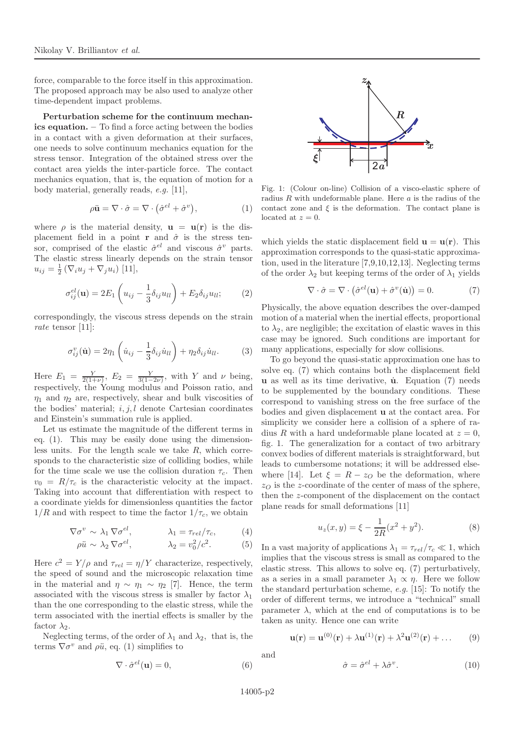force, comparable to the force itself in this approximation. The proposed approach may be also used to analyze other time-dependent impact problems.

**Perturbation scheme for the continuum mechanics equation.** – To find a force acting between the bodies in a contact with a given deformation at their surfaces, one needs to solve continuum mechanics equation for the stress tensor. Integration of the obtained stress over the contact area yields the inter-particle force. The contact mechanics equation, that is, the equation of motion for a body material, generally reads, *e.g.* [11],

$$\rho \ddot{\mathbf{u}} = \nabla \cdot \hat{\sigma} = \nabla \cdot \left( \hat{\sigma}^{el} + \hat{\sigma}^{v} \right), \tag{1}$$

where $\rho$ is the material density, $\mathbf{u} = \mathbf{u}(\mathbf{r})$ is the displacement field in a point $\mathbf{r}$ and $\hat{\sigma}$ is the stress tensor, comprised of the elastic $\hat{\sigma}^{el}$ and viscous $\hat{\sigma}^{v}$ parts. The elastic stress linearly depends on the strain tensor $u_{ij} = \frac{1}{2}\left(\nabla_i u_j + \nabla_j u_i\right)$ [11],

$$\sigma_{ij}^{el}(\mathbf{u}) = 2E_1 \left( u_{ij} - \frac{1}{3}\delta_{ij} u_{ll} \right) + E_2 \delta_{ij} u_{ll}; \tag{2}$$

correspondingly, the viscous stress depends on the strain *rate* tensor [11]:

$$\sigma_{ij}^{v}(\dot{\mathbf{u}}) = 2\eta_1 \left( \dot{u}_{ij} - \frac{1}{3}\delta_{ij} \dot{u}_{ll} \right) + \eta_2 \delta_{ij} \dot{u}_{ll}. \tag{3}$$

Here $E_1 = \frac{Y}{2(1+\nu)}$, $E_2 = \frac{Y}{3(1-2\nu)}$, with $Y$ and $\nu$ being, respectively, the Young modulus and Poisson ratio, and $\eta_1$ and $\eta_2$ are, respectively, shear and bulk viscosities of the bodies' material; $i, j, l$ denote Cartesian coordinates and Einstein's summation rule is applied.

Let us estimate the magnitude of the different terms in eq. (1). This may be easily done using the dimensionless units. For the length scale we take $R$, which corresponds to the characteristic size of colliding bodies, while for the time scale we use the collision duration $\tau_c$. Then $v_0 = R/\tau_c$ is the characteristic velocity at the impact. Taking into account that differentiation with respect to a coordinate yields for dimensionless quantities the factor $1/R$ and with respect to time the factor $1/\tau_c$, we obtain

$$\nabla \sigma^{v} \sim \lambda_1 \nabla \sigma^{el}, \qquad \lambda_1 = \tau_{rel}/\tau_c, \tag{4}$$

$$\rho \ddot{u} \sim \lambda_2 \nabla \sigma^{el}, \qquad \lambda_2 = v_0^2/c^2. \tag{5}$$

Here $c^2 = Y/\rho$ and $\tau_{rel} = \eta/Y$ characterize, respectively, the speed of sound and the microscopic relaxation time in the material and $\eta \sim \eta_1 \sim \eta_2$ [7]. Hence, the term associated with the viscous stress is smaller by factor $\lambda_1$ than the one corresponding to the elastic stress, while the term associated with the inertial effects is smaller by the factor $\lambda_2$.

Neglecting terms, of the order of $\lambda_1$ and $\lambda_2$, that is, the terms $\nabla \sigma^{v}$ and $\rho \ddot{u}$, eq. (1) simplifies to

$$\nabla \cdot \hat{\sigma}^{el}(\mathbf{u}) = 0, \tag{6}$$

Fig. 1: (Colour on-line) Collision of a visco-elastic sphere of radius $R$ with undeformable plane. Here $a$ is the radius of the contact zone and $\xi$ is the deformation. The contact plane is located at $z = 0$.

which yields the static displacement field $\mathbf{u} = \mathbf{u}(\mathbf{r})$. This approximation corresponds to the quasi-static approximation, used in the literature [7,9,10,12,13]. Neglecting terms of the order $\lambda_2$ but keeping terms of the order of $\lambda_1$ yields

$$\nabla \cdot \hat{\sigma} = \nabla \cdot \left( \hat{\sigma}^{el}(\mathbf{u}) + \hat{\sigma}^{v}(\dot{\mathbf{u}}) \right) = 0. \tag{7}$$

Physically, the above equation describes the over-damped motion of a material when the inertial effects, proportional to $\lambda_2$, are negligible; the excitation of elastic waves in this case may be ignored. Such conditions are important for many applications, especially for slow collisions.

To go beyond the quasi-static approximation one has to solve eq. (7) which contains both the displacement field $\mathbf{u}$ as well as its time derivative, $\dot{\mathbf{u}}$. Equation (7) needs to be supplemented by the boundary conditions. These correspond to vanishing stress on the free surface of the bodies and given displacement $\mathbf{u}$ at the contact area. For simplicity we consider here a collision of a sphere of radius $R$ with a hard undeformable plane located at $z = 0$, fig. 1. The generalization for a contact of two arbitrary convex bodies of different materials is straightforward, but leads to cumbersome notations; it will be addressed elsewhere [14]. Let $\xi = R - z_O$ be the deformation, where $z_O$ is the $z$-coordinate of the center of mass of the sphere, then the $z$-component of the displacement on the contact plane reads for small deformations [11]

$$u_z(x, y) = \xi - \frac{1}{2R}(x^2 + y^2). \tag{8}$$

In a vast majority of applications $\lambda_1 = \tau_{rel}/\tau_c \ll 1$, which implies that the viscous stress is small as compared to the elastic stress. This allows to solve eq. (7) perturbatively, as a series in a small parameter $\lambda_1 \propto \eta$. Here we follow the standard perturbation scheme, *e.g.* [15]: To notify the order of different terms, we introduce a "technical" small parameter $\lambda$, which at the end of computations is to be taken as unity. Hence one can write

$$\mathbf{u}(\mathbf{r}) = \mathbf{u}^{(0)}(\mathbf{r}) + \lambda \mathbf{u}^{(1)}(\mathbf{r}) + \lambda^2 \mathbf{u}^{(2)}(\mathbf{r}) + \dots \tag{9}$$

and

$$\hat{\sigma} = \hat{\sigma}^{el} + \lambda \hat{\sigma}^{v}. \tag{10}$$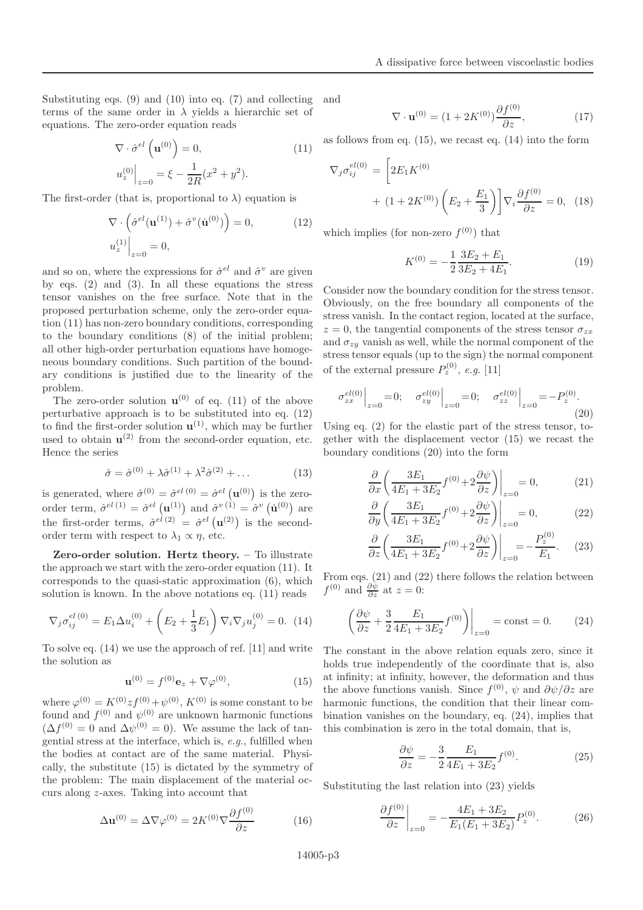Substituting eqs. (9) and (10) into eq. (7) and collecting terms of the same order in $\lambda$ yields a hierarchic set of equations. The zero-order equation reads

$$\nabla \cdot \hat{\sigma}^{el}\left(\mathbf{u}^{(0)}\right) = 0, \qquad (11)$$
$$u_z^{(0)}\Big|_{z=0} = \xi - \frac{1}{2R}(x^2 + y^2).$$

The first-order (that is, proportional to $\lambda$) equation is

$$\nabla \cdot \left(\hat{\sigma}^{el}(\mathbf{u}^{(1)}) + \hat{\sigma}^{v}(\dot{\mathbf{u}}^{(0)})\right) = 0, \qquad (12)$$
$$u_z^{(1)}\Big|_{z=0} = 0,$$

and so on, where the expressions for $\hat{\sigma}^{el}$ and $\hat{\sigma}^{v}$ are given by eqs. (2) and (3). In all these equations the stress tensor vanishes on the free surface. Note that in the proposed perturbation scheme, only the zero-order equation (11) has non-zero boundary conditions, corresponding to the boundary conditions (8) of the initial problem; all other high-order perturbation equations have homogeneous boundary conditions. Such partition of the boundary conditions is justified due to the linearity of the problem.

The zero-order solution $\mathbf{u}^{(0)}$ of eq. (11) of the above perturbative approach is to be substituted into eq. (12) to find the first-order solution $\mathbf{u}^{(1)}$, which may be further used to obtain $\mathbf{u}^{(2)}$ from the second-order equation, etc. Hence the series

$$\hat{\sigma} = \hat{\sigma}^{(0)} + \lambda\hat{\sigma}^{(1)} + \lambda^2\hat{\sigma}^{(2)} + \ldots \qquad (13)$$

is generated, where $\hat{\sigma}^{(0)} = \hat{\sigma}^{el\,(0)} = \hat{\sigma}^{el}\left(\mathbf{u}^{(0)}\right)$ is the zero-order term, $\hat{\sigma}^{el\,(1)} = \hat{\sigma}^{el}\left(\mathbf{u}^{(1)}\right)$ and $\hat{\sigma}^{v\,(1)} = \hat{\sigma}^{v}\left(\dot{\mathbf{u}}^{(0)}\right)$ are the first-order terms, $\hat{\sigma}^{el\,(2)} = \hat{\sigma}^{el}\left(\mathbf{u}^{(2)}\right)$ is the second-order term with respect to $\lambda_1 \propto \eta$, etc.

**Zero-order solution. Hertz theory.** – To illustrate the approach we start with the zero-order equation (11). It corresponds to the quasi-static approximation (6), which solution is known. In the above notations eq. (11) reads

$$\nabla_j \sigma_{ij}^{el\,(0)} = E_1 \Delta u_i^{(0)} + \left(E_2 + \frac{1}{3}E_1\right)\nabla_i \nabla_j u_j^{(0)} = 0. \quad (14)$$

To solve eq. (14) we use the approach of ref. [11] and write the solution as

$$\mathbf{u}^{(0)} = f^{(0)}\mathbf{e}_z + \nabla\varphi^{(0)}, \qquad (15)$$

where $\varphi^{(0)} = K^{(0)} z f^{(0)} + \psi^{(0)}$, $K^{(0)}$ is some constant to be found and $f^{(0)}$ and $\psi^{(0)}$ are unknown harmonic functions ($\Delta f^{(0)} = 0$ and $\Delta\psi^{(0)} = 0$). We assume the lack of tangential stress at the interface, which is, *e.g.*, fulfilled when the bodies at contact are of the same material. Physically, the substitute (15) is dictated by the symmetry of the problem: The main displacement of the material occurs along $z$-axes. Taking into account that

$$\Delta\mathbf{u}^{(0)} = \Delta\nabla\varphi^{(0)} = 2K^{(0)}\nabla\frac{\partial f^{(0)}}{\partial z} \qquad (16)$$

and

$$\nabla \cdot \mathbf{u}^{(0)} = (1 + 2K^{(0)})\frac{\partial f^{(0)}}{\partial z}, \qquad (17)$$

as follows from eq. (15), we recast eq. (14) into the form

$$\nabla_j \sigma_{ij}^{el(0)} = \left[2E_1 K^{(0)} + (1 + 2K^{(0)})\left(E_2 + \frac{E_1}{3}\right)\right]\nabla_i \frac{\partial f^{(0)}}{\partial z} = 0, \quad (18)$$

which implies (for non-zero $f^{(0)}$) that

$$K^{(0)} = -\frac{1}{2}\frac{3E_2 + E_1}{3E_2 + 4E_1}. \qquad (19)$$

Consider now the boundary condition for the stress tensor. Obviously, on the free boundary all components of the stress vanish. In the contact region, located at the surface, $z = 0$, the tangential components of the stress tensor $\sigma_{zx}$ and $\sigma_{zy}$ vanish as well, while the normal component of the stress tensor equals (up to the sign) the normal component of the external pressure $P_z^{(0)}$, *e.g.* [11]

$$\sigma_{zx}^{el(0)}\Big|_{z=0} = 0; \quad \sigma_{zy}^{el(0)}\Big|_{z=0} = 0; \quad \sigma_{zz}^{el(0)}\Big|_{z=0} = -P_z^{(0)}. \qquad (20)$$

Using eq. (2) for the elastic part of the stress tensor, together with the displacement vector (15) we recast the boundary conditions (20) into the form

$$\frac{\partial}{\partial x}\left(\frac{3E_1}{4E_1 + 3E_2}f^{(0)} + 2\frac{\partial\psi}{\partial z}\right)\Bigg|_{z=0} = 0, \qquad (21)$$

$$\frac{\partial}{\partial y}\left(\frac{3E_1}{4E_1 + 3E_2}f^{(0)} + 2\frac{\partial\psi}{\partial z}\right)\Bigg|_{z=0} = 0, \qquad (22)$$

$$\frac{\partial}{\partial z}\left(\frac{3E_1}{4E_1 + 3E_2}f^{(0)} + 2\frac{\partial\psi}{\partial z}\right)\Bigg|_{z=0} = -\frac{P_z^{(0)}}{E_1}. \qquad (23)$$

From eqs. (21) and (22) there follows the relation between $f^{(0)}$ and $\frac{\partial\psi}{\partial z}$ at $z = 0$:

$$\left(\frac{\partial\psi}{\partial z} + \frac{3}{2}\frac{E_1}{4E_1 + 3E_2}f^{(0)}\right)\Bigg|_{z=0} = \text{const} = 0. \qquad (24)$$

The constant in the above relation equals zero, since it holds true independently of the coordinate that is, also at infinity; at infinity, however, the deformation and thus the above functions vanish. Since $f^{(0)}$, $\psi$ and $\partial\psi/\partial z$ are harmonic functions, the condition that their linear combination vanishes on the boundary, eq. (24), implies that this combination is zero in the total domain, that is,

$$\frac{\partial\psi}{\partial z} = -\frac{3}{2}\frac{E_1}{4E_1 + 3E_2}f^{(0)}. \qquad (25)$$

Substituting the last relation into (23) yields

$$\frac{\partial f^{(0)}}{\partial z}\Bigg|_{z=0} = -\frac{4E_1 + 3E_2}{E_1(E_1 + 3E_2)}P_z^{(0)}. \qquad (26)$$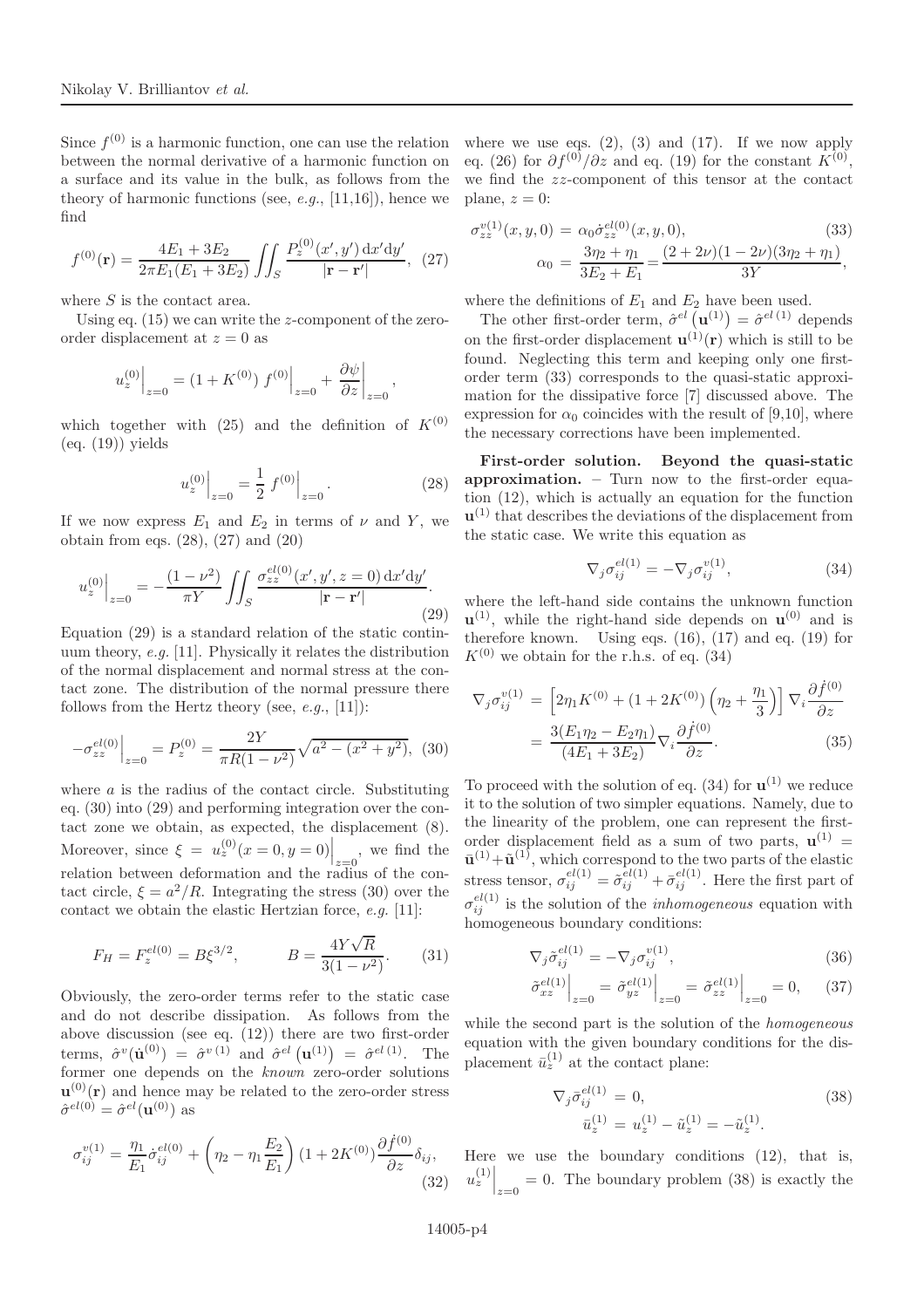Since $f^{(0)}$ is a harmonic function, one can use the relation between the normal derivative of a harmonic function on a surface and its value in the bulk, as follows from the theory of harmonic functions (see, *e.g.*, [11,16]), hence we find

$$f^{(0)}(\mathbf{r}) = \frac{4E_1 + 3E_2}{2\pi E_1(E_1 + 3E_2)} \iint_S \frac{P_z^{(0)}(x', y')\,\mathrm{d}x'\mathrm{d}y'}{|\mathbf{r} - \mathbf{r}'|}, \quad (27)$$

where $S$ is the contact area.

Using eq. (15) we can write the $z$-component of the zero-order displacement at $z = 0$ as

$$u_z^{(0)}\Big|_{z=0} = (1 + K^{(0)})\; f^{(0)}\Big|_{z=0} + \left.\frac{\partial \psi}{\partial z}\right|_{z=0},$$

which together with (25) and the definition of $K^{(0)}$ (eq. (19)) yields

$$u_z^{(0)}\Big|_{z=0} = \frac{1}{2}\; f^{(0)}\Big|_{z=0}. \quad (28)$$

If we now express $E_1$ and $E_2$ in terms of $\nu$ and $Y$, we obtain from eqs. (28), (27) and (20)

$$u_z^{(0)}\Big|_{z=0} = -\frac{(1 - \nu^2)}{\pi Y} \iint_S \frac{\sigma_{zz}^{el(0)}(x', y', z = 0)\,\mathrm{d}x'\mathrm{d}y'}{|\mathbf{r} - \mathbf{r}'|}. \quad (29)$$

Equation (29) is a standard relation of the static continuum theory, *e.g.* [11]. Physically it relates the distribution of the normal displacement and normal stress at the contact zone. The distribution of the normal pressure there follows from the Hertz theory (see, *e.g.*, [11]):

$$-\sigma_{zz}^{el(0)}\Big|_{z=0} = P_z^{(0)} = \frac{2Y}{\pi R(1 - \nu^2)}\sqrt{a^2 - (x^2 + y^2)}, \quad (30)$$

where $a$ is the radius of the contact circle. Substituting eq. (30) into (29) and performing integration over the contact zone we obtain, as expected, the displacement (8). Moreover, since $\xi = u_z^{(0)}(x = 0, y = 0)\Big|_{z=0}$, we find the relation between deformation and the radius of the contact circle, $\xi = a^2/R$. Integrating the stress (30) over the contact we obtain the elastic Hertzian force, *e.g.* [11]:

$$F_H = F_z^{el(0)} = B\xi^{3/2}, \qquad B = \frac{4Y\sqrt{R}}{3(1 - \nu^2)}. \quad (31)$$

Obviously, the zero-order terms refer to the static case and do not describe dissipation. As follows from the above discussion (see eq. (12)) there are two first-order terms, $\hat{\sigma}^{v}(\dot{\mathbf{u}}^{(0)}) = \hat{\sigma}^{v\,(1)}$ and $\hat{\sigma}^{el}\left(\mathbf{u}^{(1)}\right) = \hat{\sigma}^{el\,(1)}$. The former one depends on the *known* zero-order solutions $\mathbf{u}^{(0)}(\mathbf{r})$ and hence may be related to the zero-order stress $\hat{\sigma}^{el(0)} = \hat{\sigma}^{el}(\mathbf{u}^{(0)})$ as

$$\sigma_{ij}^{v(1)} = \frac{\eta_1}{E_1}\dot{\sigma}_{ij}^{el(0)} + \left(\eta_2 - \eta_1\frac{E_2}{E_1}\right)(1 + 2K^{(0)})\frac{\partial \dot{f}^{(0)}}{\partial z}\delta_{ij}, \quad (32)$$

where we use eqs. (2), (3) and (17). If we now apply eq. (26) for $\partial f^{(0)}/\partial z$ and eq. (19) for the constant $K^{(0)}$, we find the $zz$-component of this tensor at the contact plane, $z = 0$:

$$\sigma_{zz}^{v(1)}(x, y, 0) = \alpha_0\dot{\sigma}_{zz}^{el(0)}(x, y, 0), \quad (33)$$

$$\alpha_0 = \frac{3\eta_2 + \eta_1}{3E_2 + E_1} = \frac{(2 + 2\nu)(1 - 2\nu)(3\eta_2 + \eta_1)}{3Y},$$

where the definitions of $E_1$ and $E_2$ have been used.

The other first-order term, $\hat{\sigma}^{el}\left(\mathbf{u}^{(1)}\right) = \hat{\sigma}^{el\,(1)}$ depends on the first-order displacement $\mathbf{u}^{(1)}(\mathbf{r})$ which is still to be found. Neglecting this term and keeping only one first-order term (33) corresponds to the quasi-static approximation for the dissipative force [7] discussed above. The expression for $\alpha_0$ coincides with the result of [9,10], where the necessary corrections have been implemented.

**First-order solution. Beyond the quasi-static approximation.** – Turn now to the first-order equation (12), which is actually an equation for the function $\mathbf{u}^{(1)}$ that describes the deviations of the displacement from the static case. We write this equation as

$$\nabla_j\sigma_{ij}^{el(1)} = -\nabla_j\sigma_{ij}^{v(1)}, \quad (34)$$

where the left-hand side contains the unknown function $\mathbf{u}^{(1)}$, while the right-hand side depends on $\mathbf{u}^{(0)}$ and is therefore known. Using eqs. (16), (17) and eq. (19) for $K^{(0)}$ we obtain for the r.h.s. of eq. (34)

$$\nabla_j\sigma_{ij}^{v(1)} = \left[2\eta_1 K^{(0)} + (1 + 2K^{(0)})\left(\eta_2 + \frac{\eta_1}{3}\right)\right]\nabla_i\frac{\partial \dot{f}^{(0)}}{\partial z}$$

$$= \frac{3(E_1\eta_2 - E_2\eta_1)}{(4E_1 + 3E_2)}\nabla_i\frac{\partial \dot{f}^{(0)}}{\partial z}. \quad (35)$$

To proceed with the solution of eq. (34) for $\mathbf{u}^{(1)}$ we reduce it to the solution of two simpler equations. Namely, due to the linearity of the problem, one can represent the first-order displacement field as a sum of two parts, $\mathbf{u}^{(1)} = \bar{\mathbf{u}}^{(1)} + \tilde{\mathbf{u}}^{(1)}$, which correspond to the two parts of the elastic stress tensor, $\sigma_{ij}^{el(1)} = \tilde{\sigma}_{ij}^{el(1)} + \bar{\sigma}_{ij}^{el(1)}$. Here the first part of $\sigma_{ij}^{el(1)}$ is the solution of the *inhomogeneous* equation with homogeneous boundary conditions:

$$\nabla_j\tilde{\sigma}_{ij}^{el(1)} = -\nabla_j\sigma_{ij}^{v(1)}, \quad (36)$$

$$\tilde{\sigma}_{xz}^{el(1)}\Big|_{z=0} = \tilde{\sigma}_{yz}^{el(1)}\Big|_{z=0} = \tilde{\sigma}_{zz}^{el(1)}\Big|_{z=0} = 0, \quad (37)$$

while the second part is the solution of the *homogeneous* equation with the given boundary conditions for the displacement $\bar{u}_z^{(1)}$ at the contact plane:

$$\nabla_j\bar{\sigma}_{ij}^{el(1)} = 0, \quad (38)$$

$$\bar{u}_z^{(1)} = u_z^{(1)} - \tilde{u}_z^{(1)} = -\tilde{u}_z^{(1)}.$$

Here we use the boundary conditions (12), that is, $u_z^{(1)}\Big|_{z=0} = 0$. The boundary problem (38) is exactly the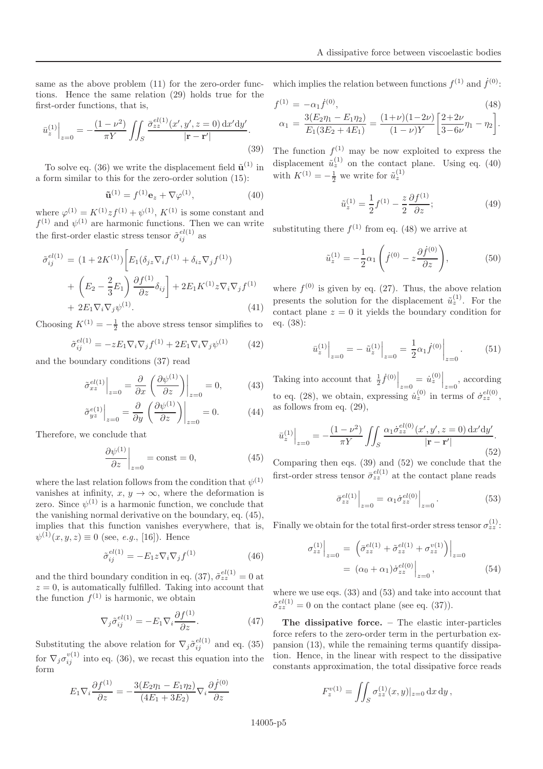same as the above problem (11) for the zero-order functions. Hence the same relation (29) holds true for the first-order functions, that is,

$$\bar{u}_z^{(1)}\Big|_{z=0} = -\frac{(1-\nu^2)}{\pi Y}\iint_S \frac{\bar{\sigma}_{zz}^{el(1)}(x',y',z=0)\,\mathrm{d}x'\mathrm{d}y'}{|\mathbf{r}-\mathbf{r}'|}. \tag{39}$$

To solve eq. (36) we write the displacement field $\tilde{\mathbf{u}}^{(1)}$ in a form similar to this for the zero-order solution (15):

$$\tilde{\mathbf{u}}^{(1)} = f^{(1)}\mathbf{e}_z + \nabla\varphi^{(1)}, \tag{40}$$

where $\varphi^{(1)} = K^{(1)}zf^{(1)} + \psi^{(1)}$, $K^{(1)}$ is some constant and $f^{(1)}$ and $\psi^{(1)}$ are harmonic functions. Then we can write the first-order elastic stress tensor $\tilde{\sigma}_{ij}^{el(1)}$ as

$$\begin{aligned}
\tilde{\sigma}_{ij}^{el(1)} &= (1+2K^{(1)})\bigg[E_1(\delta_{jz}\nabla_i f^{(1)} + \delta_{iz}\nabla_j f^{(1)}) \\
&+ \left(E_2 - \frac{2}{3}E_1\right)\frac{\partial f^{(1)}}{\partial z}\delta_{ij}\bigg] + 2E_1K^{(1)}z\nabla_i\nabla_j f^{(1)} \\
&+ 2E_1\nabla_i\nabla_j\psi^{(1)}.
\end{aligned} \tag{41}$$

Choosing $K^{(1)} = -\frac{1}{2}$ the above stress tensor simplifies to

$$\tilde{\sigma}_{ij}^{el(1)} = -zE_1\nabla_i\nabla_j f^{(1)} + 2E_1\nabla_i\nabla_j\psi^{(1)} \tag{42}$$

and the boundary conditions (37) read

$$\tilde{\sigma}_{xz}^{el(1)}\Big|_{z=0} = \frac{\partial}{\partial x}\left(\frac{\partial\psi^{(1)}}{\partial z}\right)\bigg|_{z=0} = 0, \tag{43}$$

$$\tilde{\sigma}_{yz}^{e(1)}\Big|_{z=0} = \frac{\partial}{\partial y}\left(\frac{\partial\psi^{(1)}}{\partial z}\right)\bigg|_{z=0} = 0. \tag{44}$$

Therefore, we conclude that

$$\left.\frac{\partial\psi^{(1)}}{\partial z}\right|_{z=0} = \mathrm{const} = 0, \tag{45}$$

where the last relation follows from the condition that $\psi^{(1)}$ vanishes at infinity, $x$, $y \to \infty$, where the deformation is zero. Since $\psi^{(1)}$ is a harmonic function, we conclude that the vanishing normal derivative on the boundary, eq. (45), implies that this function vanishes everywhere, that is, $\psi^{(1)}(x,y,z) \equiv 0$ (see, *e.g.*, [16]). Hence

$$\tilde{\sigma}_{ij}^{el(1)} = -E_1 z\nabla_i\nabla_j f^{(1)} \tag{46}$$

and the third boundary condition in eq. (37), $\tilde{\sigma}_{zz}^{el(1)} = 0$ at $z = 0$, is automatically fulfilled. Taking into account that the function $f^{(1)}$ is harmonic, we obtain

$$\nabla_j\tilde{\sigma}_{ij}^{el(1)} = -E_1\nabla_i\frac{\partial f^{(1)}}{\partial z}. \tag{47}$$

Substituting the above relation for $\nabla_j\tilde{\sigma}_{ij}^{el(1)}$ and eq. (35) for $\nabla_j\sigma_{ij}^{v(1)}$ into eq. (36), we recast this equation into the form

$$E_1\nabla_i\frac{\partial f^{(1)}}{\partial z} = -\frac{3(E_2\eta_1 - E_1\eta_2)}{(4E_1+3E_2)}\nabla_i\frac{\partial\dot{f}^{(0)}}{\partial z}$$

which implies the relation between functions $f^{(1)}$ and $\dot{f}^{(0)}$:

$$\begin{aligned}
f^{(1)} &= -\alpha_1\dot{f}^{(0)}, \\
\alpha_1 &= \frac{3(E_2\eta_1 - E_1\eta_2)}{E_1(3E_2+4E_1)} = \frac{(1+\nu)(1-2\nu)}{(1-\nu)Y}\left[\frac{2+2\nu}{3-6\nu}\eta_1 - \eta_2\right].
\end{aligned} \tag{48}$$

The function $f^{(1)}$ may be now exploited to express the displacement $\tilde{u}_z^{(1)}$ on the contact plane. Using eq. (40) with $K^{(1)} = -\frac{1}{2}$ we write for $\tilde{u}_z^{(1)}$

$$\tilde{u}_z^{(1)} = \frac{1}{2}f^{(1)} - \frac{z}{2}\frac{\partial f^{(1)}}{\partial z}; \tag{49}$$

substituting there $f^{(1)}$ from eq. (48) we arrive at

$$\tilde{u}_z^{(1)} = -\frac{1}{2}\alpha_1\left(\dot{f}^{(0)} - z\frac{\partial\dot{f}^{(0)}}{\partial z}\right), \tag{50}$$

where $f^{(0)}$ is given by eq. (27). Thus, the above relation presents the solution for the displacement $\tilde{u}_z^{(1)}$. For the contact plane $z = 0$ it yields the boundary condition for eq. (38):

$$\bar{u}_z^{(1)}\Big|_{z=0} = -\,\tilde{u}_z^{(1)}\Big|_{z=0} = \frac{1}{2}\alpha_1\dot{f}^{(0)}\Big|_{z=0}. \tag{51}$$

Taking into account that $\frac{1}{2}\dot{f}^{(0)}\Big|_{z=0} = \dot{u}_z^{(0)}\Big|_{z=0}$, according to eq. (28), we obtain, expressing $\dot{u}_z^{(0)}$ in terms of $\dot{\sigma}_{zz}^{el(0)}$, as follows from eq. (29),

$$\bar{u}_z^{(1)}\Big|_{z=0} = -\frac{(1-\nu^2)}{\pi Y}\iint_S \frac{\alpha_1\dot{\sigma}_{zz}^{el(0)}(x',y',z=0)\,\mathrm{d}x'\mathrm{d}y'}{|\mathbf{r}-\mathbf{r}'|}. \tag{52}$$

Comparing then eqs. (39) and (52) we conclude that the first-order stress tensor $\bar{\sigma}_{zz}^{el(1)}$ at the contact plane reads

$$\bar{\sigma}_{zz}^{el(1)}\Big|_{z=0} = \alpha_1\dot{\sigma}_{zz}^{el(0)}\Big|_{z=0}. \tag{53}$$

Finally we obtain for the total first-order stress tensor $\sigma_{zz}^{(1)}$:

$$\begin{aligned}
\sigma_{zz}^{(1)}\Big|_{z=0} &= \left(\bar{\sigma}_{zz}^{el(1)} + \tilde{\sigma}_{zz}^{el(1)} + \sigma_{zz}^{v(1)}\right)\Big|_{z=0} \\
&= (\alpha_0 + \alpha_1)\dot{\sigma}_{zz}^{el(0)}\Big|_{z=0},
\end{aligned} \tag{54}$$

where we use eqs. (33) and (53) and take into account that $\tilde{\sigma}_{zz}^{el(1)} = 0$ on the contact plane (see eq. (37)).

**The dissipative force.** – The elastic inter-particles force refers to the zero-order term in the perturbation expansion (13), while the remaining terms quantify dissipation. Hence, in the linear with respect to the dissipative constants approximation, the total dissipative force reads

$$F_z^{v(1)} = \iint_S \sigma_{zz}^{(1)}(x,y)|_{z=0}\,\mathrm{d}x\,\mathrm{d}y\,,$$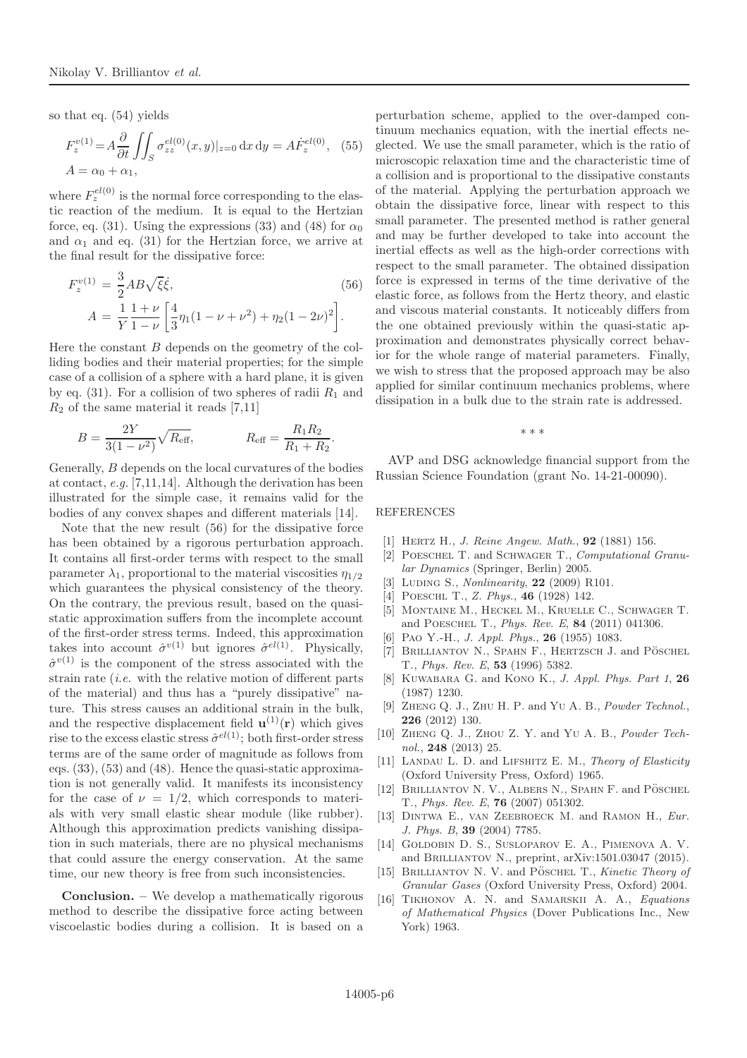so that eq. (54) yields

$$F_z^{v(1)} = A\frac{\partial}{\partial t}\iint_S \sigma_{zz}^{el(0)}(x,y)|_{z=0}\,\mathrm{d}x\,\mathrm{d}y = A\dot{F}_z^{el(0)}, \quad (55)$$
$$A = \alpha_0 + \alpha_1,$$

where $F_z^{el(0)}$ is the normal force corresponding to the elastic reaction of the medium. It is equal to the Hertzian force, eq. (31). Using the expressions (33) and (48) for $\alpha_0$ and $\alpha_1$ and eq. (31) for the Hertzian force, we arrive at the final result for the dissipative force:

$$F_z^{v(1)} = \frac{3}{2}AB\sqrt{\xi}\dot{\xi}, \quad (56)$$
$$A = \frac{1}{Y}\frac{1+\nu}{1-\nu}\left[\frac{4}{3}\eta_1(1-\nu+\nu^2) + \eta_2(1-2\nu)^2\right].$$

Here the constant $B$ depends on the geometry of the colliding bodies and their material properties; for the simple case of a collision of a sphere with a hard plane, it is given by eq. (31). For a collision of two spheres of radii $R_1$ and $R_2$ of the same material it reads [7,11]

$$B = \frac{2Y}{3(1-\nu^2)}\sqrt{R_{\mathrm{eff}}}, \qquad R_{\mathrm{eff}} = \frac{R_1R_2}{R_1+R_2}.$$

Generally, $B$ depends on the local curvatures of the bodies at contact, *e.g.* [7,11,14]. Although the derivation has been illustrated for the simple case, it remains valid for the bodies of any convex shapes and different materials [14].

Note that the new result (56) for the dissipative force has been obtained by a rigorous perturbation approach. It contains all first-order terms with respect to the small parameter $\lambda_1$, proportional to the material viscosities $\eta_{1/2}$ which guarantees the physical consistency of the theory. On the contrary, the previous result, based on the quasi-static approximation suffers from the incomplete account of the first-order stress terms. Indeed, this approximation takes into account $\hat{\sigma}^{v(1)}$ but ignores $\hat{\sigma}^{el(1)}$. Physically, $\hat{\sigma}^{v(1)}$ is the component of the stress associated with the strain rate (*i.e.* with the relative motion of different parts of the material) and thus has a "purely dissipative" nature. This stress causes an additional strain in the bulk, and the respective displacement field $\mathbf{u}^{(1)}(\mathbf{r})$ which gives rise to the excess elastic stress $\hat{\sigma}^{el(1)}$; both first-order stress terms are of the same order of magnitude as follows from eqs. (33), (53) and (48). Hence the quasi-static approximation is not generally valid. It manifests its inconsistency for the case of $\nu = 1/2$, which corresponds to materials with very small elastic shear module (like rubber). Although this approximation predicts vanishing dissipation in such materials, there are no physical mechanisms that could assure the energy conservation. At the same time, our new theory is free from such inconsistencies.

**Conclusion.** – We develop a mathematically rigorous method to describe the dissipative force acting between viscoelastic bodies during a collision. It is based on a perturbation scheme, applied to the over-damped continuum mechanics equation, with the inertial effects neglected. We use the small parameter, which is the ratio of microscopic relaxation time and the characteristic time of a collision and is proportional to the dissipative constants of the material. Applying the perturbation approach we obtain the dissipative force, linear with respect to this small parameter. The presented method is rather general and may be further developed to take into account the inertial effects as well as the high-order corrections with respect to the small parameter. The obtained dissipation force is expressed in terms of the time derivative of the elastic force, as follows from the Hertz theory, and elastic and viscous material constants. It noticeably differs from the one obtained previously within the quasi-static approximation and demonstrates physically correct behavior for the whole range of material parameters. Finally, we wish to stress that the proposed approach may be also applied for similar continuum mechanics problems, where dissipation in a bulk due to the strain rate is addressed.

\* \* \*

AVP and DSG acknowledge financial support from the Russian Science Foundation (grant No. 14-21-00090).

REFERENCES

[1] Hertz H., *J. Reine Angew. Math.*, **92** (1881) 156.
[2] Poeschel T. and Schwager T., *Computational Granular Dynamics* (Springer, Berlin) 2005.
[3] Luding S., *Nonlinearity*, **22** (2009) R101.
[4] Poeschl T., *Z. Phys.*, **46** (1928) 142.
[5] Montaine M., Heckel M., Kruelle C., Schwager T. and Poeschel T., *Phys. Rev. E*, **84** (2011) 041306.
[6] Pao Y.-H., *J. Appl. Phys.*, **26** (1955) 1083.
[7] Brilliantov N., Spahn F., Hertzsch J. and Pöschel T., *Phys. Rev. E*, **53** (1996) 5382.
[8] Kuwabara G. and Kono K., *J. Appl. Phys. Part 1*, **26** (1987) 1230.
[9] Zheng Q. J., Zhu H. P. and Yu A. B., *Powder Technol.*, **226** (2012) 130.
[10] Zheng Q. J., Zhou Z. Y. and Yu A. B., *Powder Technol.*, **248** (2013) 25.
[11] Landau L. D. and Lifshitz E. M., *Theory of Elasticity* (Oxford University Press, Oxford) 1965.
[12] Brilliantov N. V., Albers N., Spahn F. and Pöschel T., *Phys. Rev. E*, **76** (2007) 051302.
[13] Dintwa E., van Zeebroeck M. and Ramon H., *Eur. J. Phys. B*, **39** (2004) 7785.
[14] Goldobin D. S., Susloparov E. A., Pimenova A. V. and Brilliantov N., preprint, arXiv:1501.03047 (2015).
[15] Brilliantov N. V. and Pöschel T., *Kinetic Theory of Granular Gases* (Oxford University Press, Oxford) 2004.
[16] Tikhonov A. N. and Samarskii A. A., *Equations of Mathematical Physics* (Dover Publications Inc., New York) 1963.